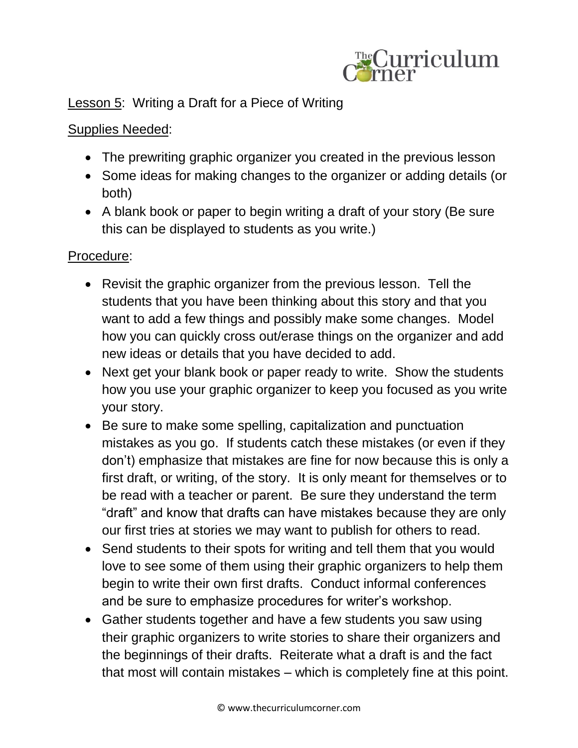Lesson 5: Writing a Draft for a Piece of Writing

Supplies Needed:

- The prewriting graphic organizer you created in the previous lesson
- Some ideas for making changes to the organizer or adding details (or both)
- A blank book or paper to begin writing a draft of your story (Be sure this can be displayed to students as you write.)

Procedure:

- Revisit the graphic organizer from the previous lesson. Tell the students that you have been thinking about this story and that you want to add a few things and possibly make some changes. Model how you can quickly cross out/erase things on the organizer and add new ideas or details that you have decided to add.
- Next get your blank book or paper ready to write. Show the students how you use your graphic organizer to keep you focused as you write your story.
- Be sure to make some spelling, capitalization and punctuation mistakes as you go. If students catch these mistakes (or even if they don't) emphasize that mistakes are fine for now because this is only a first draft, or writing, of the story. It is only meant for themselves or to be read with a teacher or parent. Be sure they understand the term "draft" and know that drafts can have mistakes because they are only our first tries at stories we may want to publish for others to read.
- Send students to their spots for writing and tell them that you would love to see some of them using their graphic organizers to help them begin to write their own first drafts. Conduct informal conferences and be sure to emphasize procedures for writer's workshop.
- Gather students together and have a few students you saw using their graphic organizers to write stories to share their organizers and the beginnings of their drafts. Reiterate what a draft is and the fact that most will contain mistakes – which is completely fine at this point.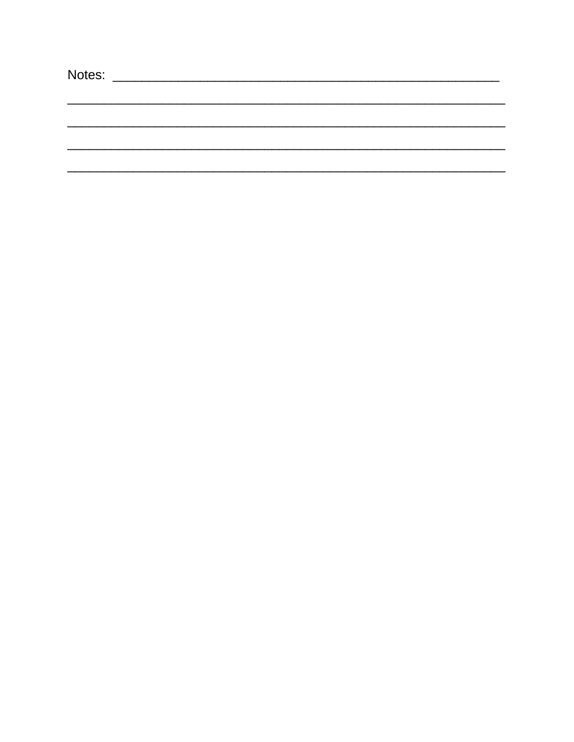Notes: ____________________________________________________

_____________________________________________________________

_____________________________________________________________

_____________________________________________________________

_____________________________________________________________